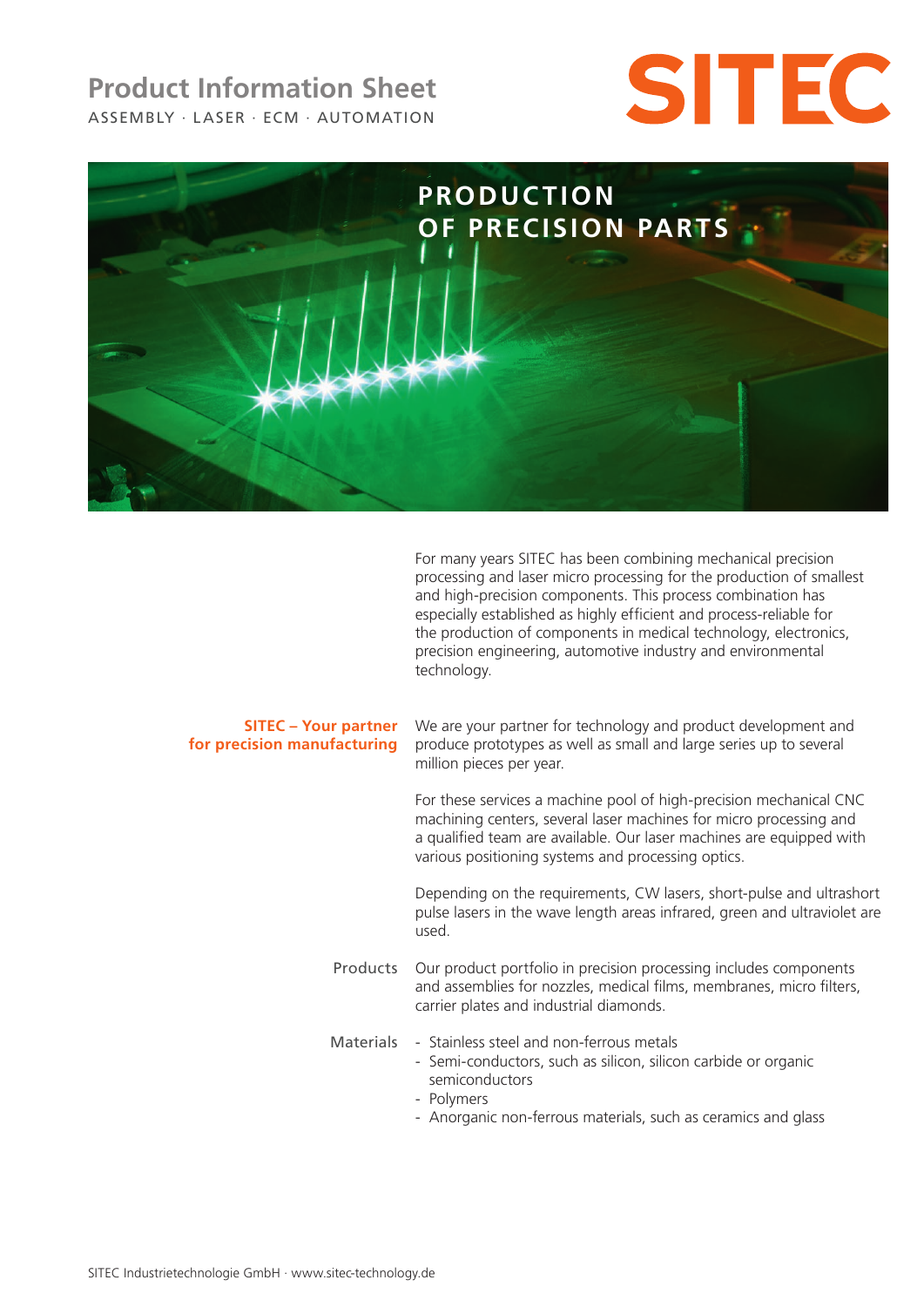# Product Information Sheet

ASSEMBLY · LASER · ECM · AUTOMATION

SITEC

## PRODUCTION OF PRECISION PARTS

For many years SITEC has been combining mechanical precision processing and laser micro processing for the production of smallest and high-precision components. This process combination has especially established as highly efficient and process-reliable for the production of components in medical technology, electronics, precision engineering, automotive industry and environmental technology.

### SITEC – Your partner for precision manufacturing

We are your partner for technology and product development and produce prototypes as well as small and large series up to several million pieces per year.

For these services a machine pool of high-precision mechanical CNC machining centers, several laser machines for micro processing and a qualified team are available. Our laser machines are equipped with various positioning systems and processing optics.

Depending on the requirements, CW lasers, short-pulse and ultrashort pulse lasers in the wave length areas infrared, green and ultraviolet are used.

**Products**

Our product portfolio in precision processing includes components and assemblies for nozzles, medical films, membranes, micro filters, carrier plates and industrial diamonds.

**Materials**

- Stainless steel and non-ferrous metals
- Semi-conductors, such as silicon, silicon carbide or organic semiconductors
- Polymers
- Anorganic non-ferrous materials, such as ceramics and glass

SITEC Industrietechnologie GmbH · www.sitec-technology.de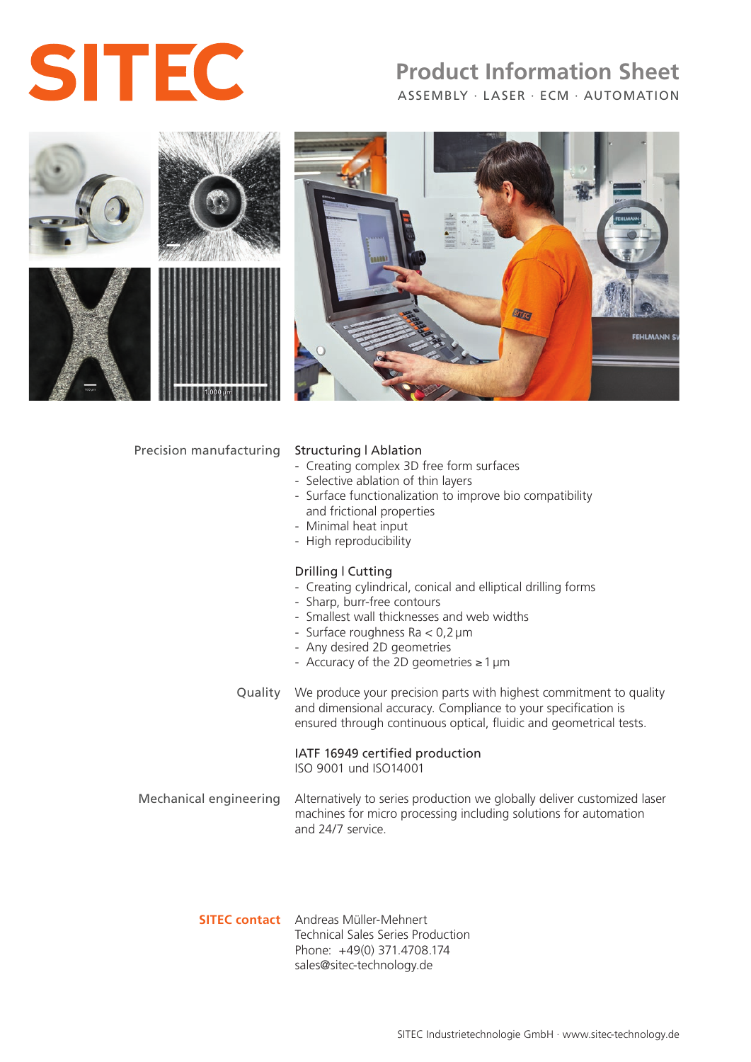# SITEC

## Product Information Sheet

ASSEMBLY · LASER · ECM · AUTOMATION

**Precision manufacturing**

### Structuring | Ablation

- Creating complex 3D free form surfaces
- Selective ablation of thin layers
- Surface functionalization to improve bio compatibility and frictional properties
- Minimal heat input
- High reproducibility

### Drilling | Cutting

- Creating cylindrical, conical and elliptical drilling forms
- Sharp, burr-free contours
- Smallest wall thicknesses and web widths
- Surface roughness Ra < 0,2 µm
- Any desired 2D geometries
- Accuracy of the 2D geometries ≥ 1 µm

**Quality**

We produce your precision parts with highest commitment to quality and dimensional accuracy. Compliance to your specification is ensured through continuous optical, fluidic and geometrical tests.

IATF 16949 certified production
ISO 9001 und ISO14001

**Mechanical engineering**

Alternatively to series production we globally deliver customized laser machines for micro processing including solutions for automation and 24/7 service.

**SITEC contact**

Andreas Müller-Mehnert
Technical Sales Series Production
Phone: +49(0) 371.4708.174
sales@sitec-technology.de

SITEC Industrietechnologie GmbH · www.sitec-technology.de